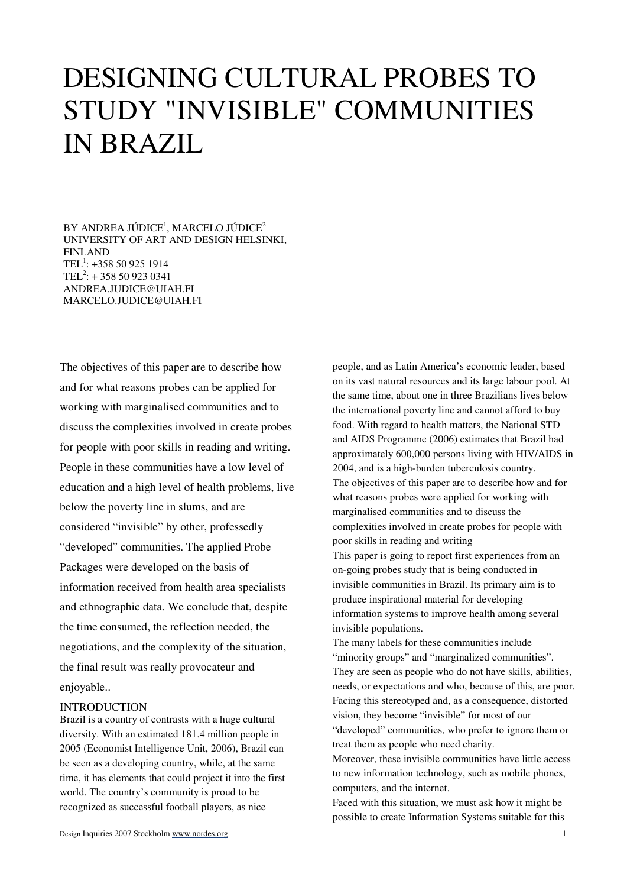# DESIGNING CULTURAL PROBES TO STUDY "INVISIBLE" COMMUNITIES IN BRAZIL

BY ANDREA JÚDICE[1], MARCELO JÚDICE[2]
UNIVERSITY OF ART AND DESIGN HELSINKI, FINLAND
TEL[1]: +358 50 925 1914
TEL[2]: + 358 50 923 0341
ANDREA.JUDICE@UIAH.FI
MARCELO.JUDICE@UIAH.FI

The objectives of this paper are to describe how and for what reasons probes can be applied for working with marginalised communities and to discuss the complexities involved in create probes for people with poor skills in reading and writing. People in these communities have a low level of education and a high level of health problems, live below the poverty line in slums, and are considered "invisible" by other, professedly "developed" communities. The applied Probe Packages were developed on the basis of information received from health area specialists and ethnographic data. We conclude that, despite the time consumed, the reflection needed, the negotiations, and the complexity of the situation, the final result was really provocateur and enjoyable..

## INTRODUCTION

Brazil is a country of contrasts with a huge cultural diversity. With an estimated 181.4 million people in 2005 (Economist Intelligence Unit, 2006), Brazil can be seen as a developing country, while, at the same time, it has elements that could project it into the first world. The country's community is proud to be recognized as successful football players, as nice people, and as Latin America's economic leader, based on its vast natural resources and its large labour pool. At the same time, about one in three Brazilians lives below the international poverty line and cannot afford to buy food. With regard to health matters, the National STD and AIDS Programme (2006) estimates that Brazil had approximately 600,000 persons living with HIV/AIDS in 2004, and is a high-burden tuberculosis country.

The objectives of this paper are to describe how and for what reasons probes were applied for working with marginalised communities and to discuss the complexities involved in create probes for people with poor skills in reading and writing

This paper is going to report first experiences from an on-going probes study that is being conducted in invisible communities in Brazil. Its primary aim is to produce inspirational material for developing information systems to improve health among several invisible populations.

The many labels for these communities include "minority groups" and "marginalized communities". They are seen as people who do not have skills, abilities, needs, or expectations and who, because of this, are poor. Facing this stereotyped and, as a consequence, distorted vision, they become "invisible" for most of our "developed" communities, who prefer to ignore them or treat them as people who need charity.

Moreover, these invisible communities have little access to new information technology, such as mobile phones, computers, and the internet.

Faced with this situation, we must ask how it might be possible to create Information Systems suitable for this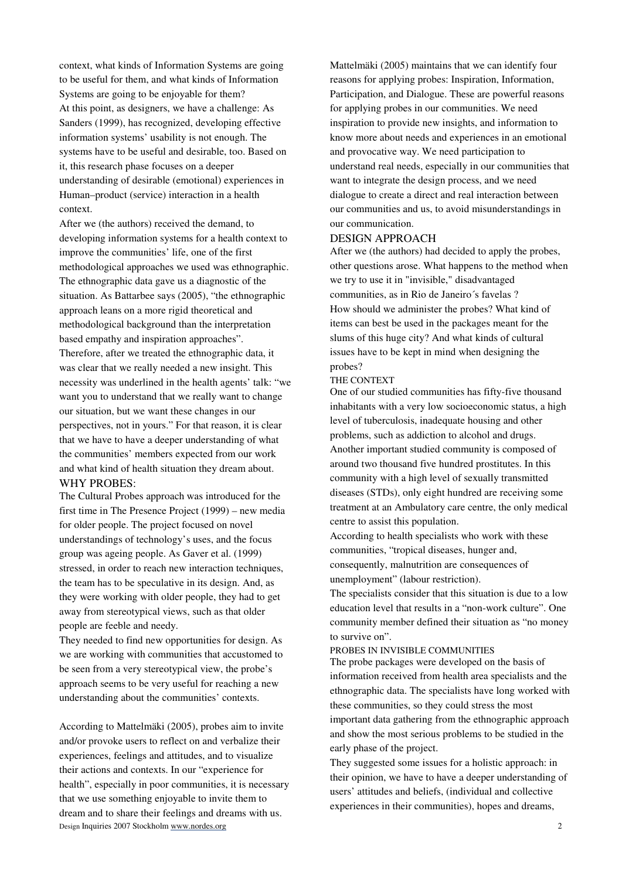context, what kinds of Information Systems are going to be useful for them, and what kinds of Information Systems are going to be enjoyable for them?

At this point, as designers, we have a challenge: As Sanders (1999), has recognized, developing effective information systems' usability is not enough. The systems have to be useful and desirable, too. Based on it, this research phase focuses on a deeper understanding of desirable (emotional) experiences in Human–product (service) interaction in a health context.

After we (the authors) received the demand, to developing information systems for a health context to improve the communities' life, one of the first methodological approaches we used was ethnographic. The ethnographic data gave us a diagnostic of the situation. As Battarbee says (2005), "the ethnographic approach leans on a more rigid theoretical and methodological background than the interpretation based empathy and inspiration approaches".

Therefore, after we treated the ethnographic data, it was clear that we really needed a new insight. This necessity was underlined in the health agents' talk: "we want you to understand that we really want to change our situation, but we want these changes in our perspectives, not in yours." For that reason, it is clear that we have to have a deeper understanding of what the communities' members expected from our work and what kind of health situation they dream about.

## WHY PROBES:

The Cultural Probes approach was introduced for the first time in The Presence Project (1999) – new media for older people. The project focused on novel understandings of technology's uses, and the focus group was ageing people. As Gaver et al. (1999) stressed, in order to reach new interaction techniques, the team has to be speculative in its design. And, as they were working with older people, they had to get away from stereotypical views, such as that older people are feeble and needy.

They needed to find new opportunities for design. As we are working with communities that accustomed to be seen from a very stereotypical view, the probe's approach seems to be very useful for reaching a new understanding about the communities' contexts.

According to Mattelmäki (2005), probes aim to invite and/or provoke users to reflect on and verbalize their experiences, feelings and attitudes, and to visualize their actions and contexts. In our "experience for health", especially in poor communities, it is necessary that we use something enjoyable to invite them to dream and to share their feelings and dreams with us.

Mattelmäki (2005) maintains that we can identify four reasons for applying probes: Inspiration, Information, Participation, and Dialogue. These are powerful reasons for applying probes in our communities. We need inspiration to provide new insights, and information to know more about needs and experiences in an emotional and provocative way. We need participation to understand real needs, especially in our communities that want to integrate the design process, and we need dialogue to create a direct and real interaction between our communities and us, to avoid misunderstandings in our communication.

## DESIGN APPROACH

After we (the authors) had decided to apply the probes, other questions arose. What happens to the method when we try to use it in "invisible," disadvantaged communities, as in Rio de Janeiro´s favelas ?

How should we administer the probes? What kind of items can best be used in the packages meant for the slums of this huge city? And what kinds of cultural issues have to be kept in mind when designing the probes?

### THE CONTEXT

One of our studied communities has fifty-five thousand inhabitants with a very low socioeconomic status, a high level of tuberculosis, inadequate housing and other problems, such as addiction to alcohol and drugs. Another important studied community is composed of around two thousand five hundred prostitutes. In this community with a high level of sexually transmitted diseases (STDs), only eight hundred are receiving some treatment at an Ambulatory care centre, the only medical centre to assist this population.

According to health specialists who work with these communities, "tropical diseases, hunger and, consequently, malnutrition are consequences of unemployment" (labour restriction).

The specialists consider that this situation is due to a low education level that results in a "non-work culture". One community member defined their situation as "no money to survive on".

### PROBES IN INVISIBLE COMMUNITIES

The probe packages were developed on the basis of information received from health area specialists and the ethnographic data. The specialists have long worked with these communities, so they could stress the most important data gathering from the ethnographic approach and show the most serious problems to be studied in the early phase of the project.

They suggested some issues for a holistic approach: in their opinion, we have to have a deeper understanding of users' attitudes and beliefs, (individual and collective experiences in their communities), hopes and dreams,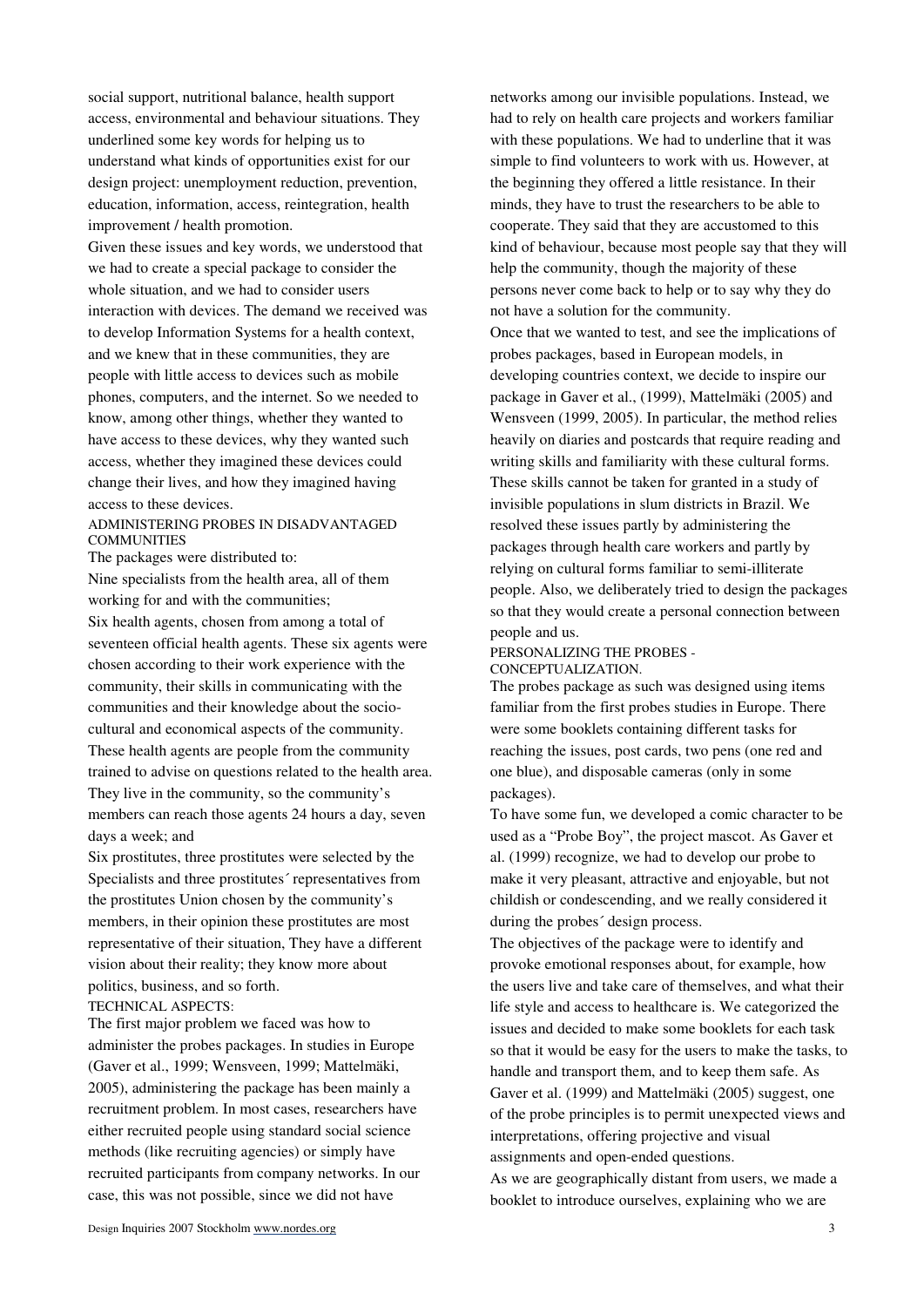social support, nutritional balance, health support access, environmental and behaviour situations. They underlined some key words for helping us to understand what kinds of opportunities exist for our design project: unemployment reduction, prevention, education, information, access, reintegration, health improvement / health promotion.

Given these issues and key words, we understood that we had to create a special package to consider the whole situation, and we had to consider users interaction with devices. The demand we received was to develop Information Systems for a health context, and we knew that in these communities, they are people with little access to devices such as mobile phones, computers, and the internet. So we needed to know, among other things, whether they wanted to have access to these devices, why they wanted such access, whether they imagined these devices could change their lives, and how they imagined having access to these devices.

## ADMINISTERING PROBES IN DISADVANTAGED COMMUNITIES

The packages were distributed to:

Nine specialists from the health area, all of them working for and with the communities;

Six health agents, chosen from among a total of seventeen official health agents. These six agents were chosen according to their work experience with the community, their skills in communicating with the communities and their knowledge about the socio-cultural and economical aspects of the community. These health agents are people from the community trained to advise on questions related to the health area. They live in the community, so the community's members can reach those agents 24 hours a day, seven days a week; and

Six prostitutes, three prostitutes were selected by the Specialists and three prostitutes´ representatives from the prostitutes Union chosen by the community's members, in their opinion these prostitutes are most representative of their situation, They have a different vision about their reality; they know more about politics, business, and so forth.

## TECHNICAL ASPECTS:

The first major problem we faced was how to administer the probes packages. In studies in Europe (Gaver et al., 1999; Wensveen, 1999; Mattelmäki, 2005), administering the package has been mainly a recruitment problem. In most cases, researchers have either recruited people using standard social science methods (like recruiting agencies) or simply have recruited participants from company networks. In our case, this was not possible, since we did not have networks among our invisible populations. Instead, we had to rely on health care projects and workers familiar with these populations. We had to underline that it was simple to find volunteers to work with us. However, at the beginning they offered a little resistance. In their minds, they have to trust the researchers to be able to cooperate. They said that they are accustomed to this kind of behaviour, because most people say that they will help the community, though the majority of these persons never come back to help or to say why they do not have a solution for the community.

Once that we wanted to test, and see the implications of probes packages, based in European models, in developing countries context, we decide to inspire our package in Gaver et al., (1999), Mattelmäki (2005) and Wensveen (1999, 2005). In particular, the method relies heavily on diaries and postcards that require reading and writing skills and familiarity with these cultural forms. These skills cannot be taken for granted in a study of invisible populations in slum districts in Brazil. We resolved these issues partly by administering the packages through health care workers and partly by relying on cultural forms familiar to semi-illiterate people. Also, we deliberately tried to design the packages so that they would create a personal connection between people and us.

## PERSONALIZING THE PROBES - CONCEPTUALIZATION.

The probes package as such was designed using items familiar from the first probes studies in Europe. There were some booklets containing different tasks for reaching the issues, post cards, two pens (one red and one blue), and disposable cameras (only in some packages).

To have some fun, we developed a comic character to be used as a "Probe Boy", the project mascot. As Gaver et al. (1999) recognize, we had to develop our probe to make it very pleasant, attractive and enjoyable, but not childish or condescending, and we really considered it during the probes´ design process.

The objectives of the package were to identify and provoke emotional responses about, for example, how the users live and take care of themselves, and what their life style and access to healthcare is. We categorized the issues and decided to make some booklets for each task so that it would be easy for the users to make the tasks, to handle and transport them, and to keep them safe. As Gaver et al. (1999) and Mattelmäki (2005) suggest, one of the probe principles is to permit unexpected views and interpretations, offering projective and visual assignments and open-ended questions.

As we are geographically distant from users, we made a booklet to introduce ourselves, explaining who we are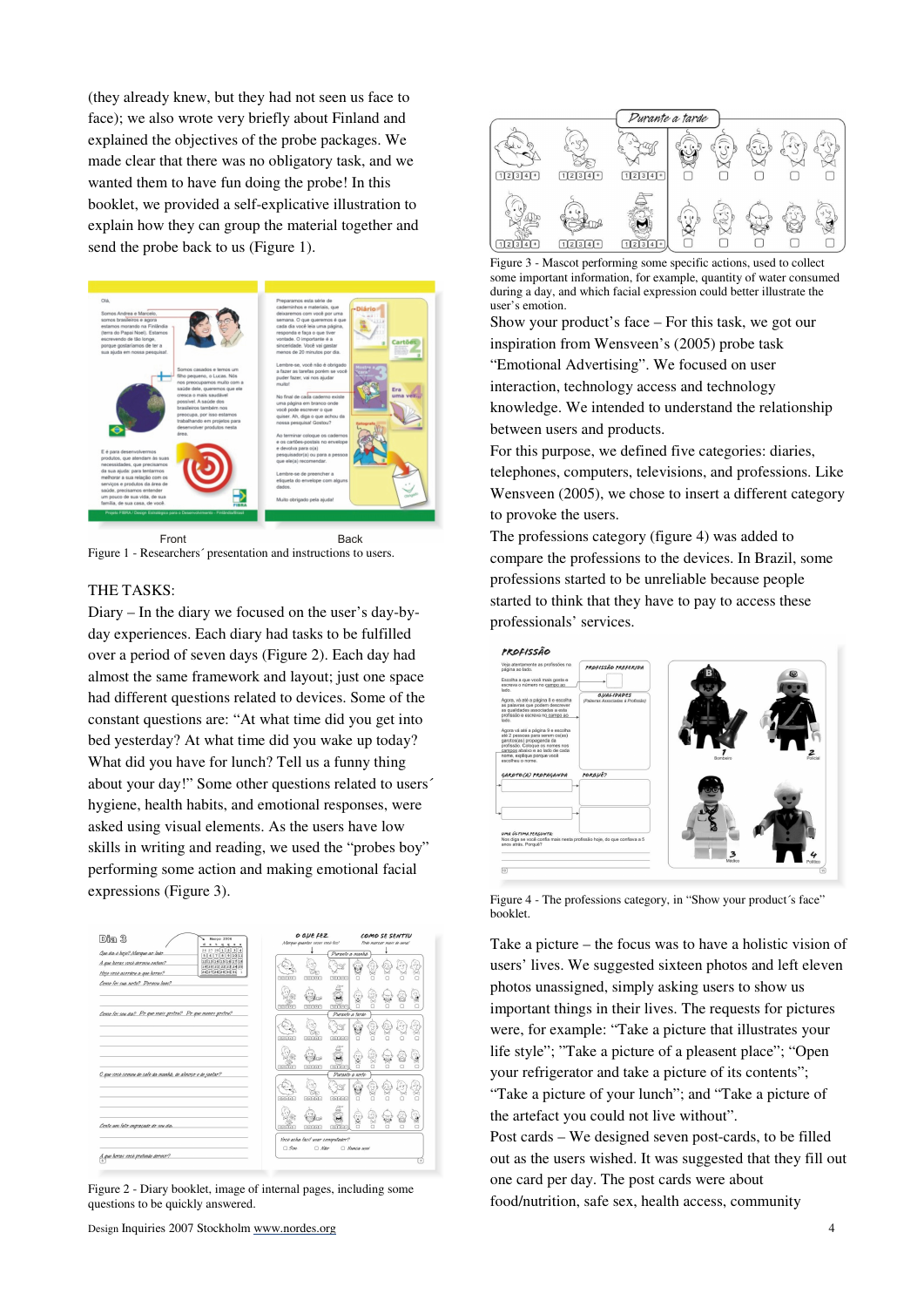(they already knew, but they had not seen us face to face); we also wrote very briefly about Finland and explained the objectives of the probe packages. We made clear that there was no obligatory task, and we wanted them to have fun doing the probe! In this booklet, we provided a self-explicative illustration to explain how they can group the material together and send the probe back to us (Figure 1).

Front　　　Back

Figure 1 - Researchers´ presentation and instructions to users.

THE TASKS:

Diary – In the diary we focused on the user's day-by-day experiences. Each diary had tasks to be fulfilled over a period of seven days (Figure 2). Each day had almost the same framework and layout; just one space had different questions related to devices. Some of the constant questions are: "At what time did you get into bed yesterday? At what time did you wake up today? What did you have for lunch? Tell us a funny thing about your day!" Some other questions related to users´ hygiene, health habits, and emotional responses, were asked using visual elements. As the users have low skills in writing and reading, we used the "probes boy" performing some action and making emotional facial expressions (Figure 3).

Figure 2 - Diary booklet, image of internal pages, including some questions to be quickly answered.

Figure 3 - Mascot performing some specific actions, used to collect some important information, for example, quantity of water consumed during a day, and which facial expression could better illustrate the user's emotion.

Show your product's face – For this task, we got our inspiration from Wensveen's (2005) probe task "Emotional Advertising". We focused on user interaction, technology access and technology knowledge. We intended to understand the relationship between users and products.

For this purpose, we defined five categories: diaries, telephones, computers, televisions, and professions. Like Wensveen (2005), we chose to insert a different category to provoke the users.

The professions category (figure 4) was added to compare the professions to the devices. In Brazil, some professions started to be unreliable because people started to think that they have to pay to access these professionals' services.

Figure 4 - The professions category, in "Show your product´s face" booklet.

Take a picture – the focus was to have a holistic vision of users' lives. We suggested sixteen photos and left eleven photos unassigned, simply asking users to show us important things in their lives. The requests for pictures were, for example: "Take a picture that illustrates your life style"; "Take a picture of a pleasent place"; "Open your refrigerator and take a picture of its contents"; "Take a picture of your lunch"; and "Take a picture of the artefact you could not live without".

Post cards – We designed seven post-cards, to be filled out as the users wished. It was suggested that they fill out one card per day. The post cards were about food/nutrition, safe sex, health access, community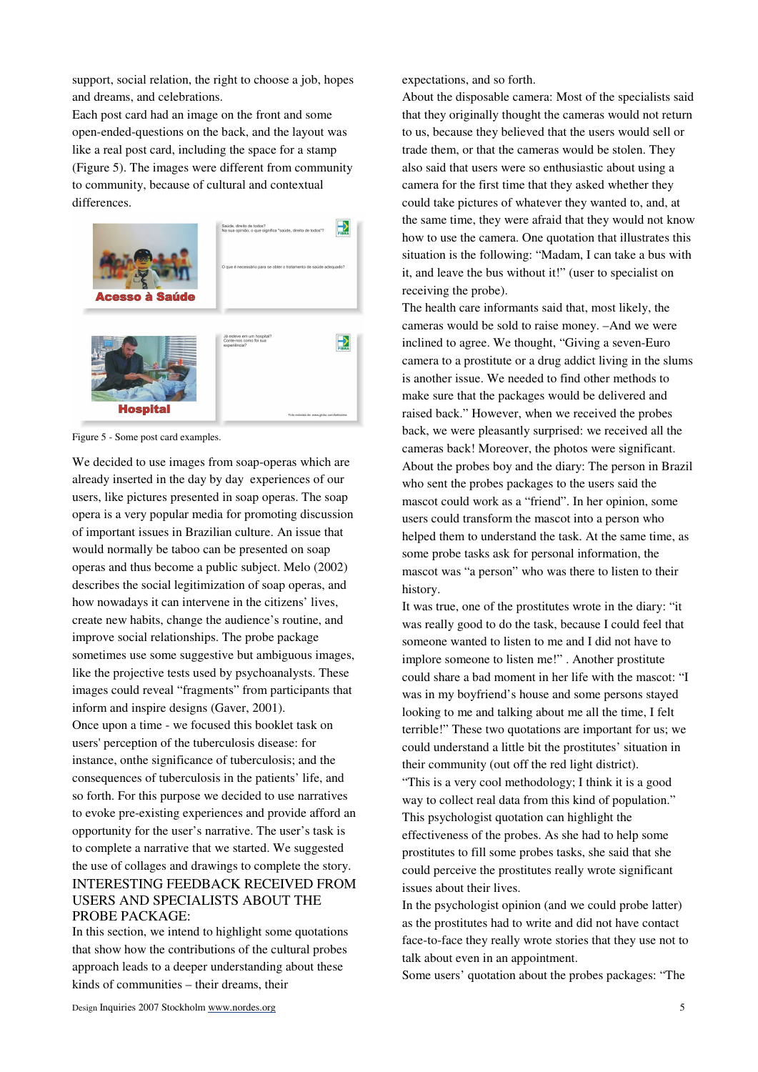support, social relation, the right to choose a job, hopes and dreams, and celebrations.

Each post card had an image on the front and some open-ended-questions on the back, and the layout was like a real post card, including the space for a stamp (Figure 5). The images were different from community to community, because of cultural and contextual differences.

Figure 5 - Some post card examples.

We decided to use images from soap-operas which are already inserted in the day by day experiences of our users, like pictures presented in soap operas. The soap opera is a very popular media for promoting discussion of important issues in Brazilian culture. An issue that would normally be taboo can be presented on soap operas and thus become a public subject. Melo (2002) describes the social legitimization of soap operas, and how nowadays it can intervene in the citizens' lives, create new habits, change the audience's routine, and improve social relationships. The probe package sometimes use some suggestive but ambiguous images, like the projective tests used by psychoanalysts. These images could reveal "fragments" from participants that inform and inspire designs (Gaver, 2001).

Once upon a time - we focused this booklet task on users' perception of the tuberculosis disease: for instance, onthe significance of tuberculosis; and the consequences of tuberculosis in the patients' life, and so forth. For this purpose we decided to use narratives to evoke pre-existing experiences and provide afford an opportunity for the user's narrative. The user's task is to complete a narrative that we started. We suggested the use of collages and drawings to complete the story.

## INTERESTING FEEDBACK RECEIVED FROM USERS AND SPECIALISTS ABOUT THE PROBE PACKAGE:

In this section, we intend to highlight some quotations that show how the contributions of the cultural probes approach leads to a deeper understanding about these kinds of communities – their dreams, their expectations, and so forth.

About the disposable camera: Most of the specialists said that they originally thought the cameras would not return to us, because they believed that the users would sell or trade them, or that the cameras would be stolen. They also said that users were so enthusiastic about using a camera for the first time that they asked whether they could take pictures of whatever they wanted to, and, at the same time, they were afraid that they would not know how to use the camera. One quotation that illustrates this situation is the following: "Madam, I can take a bus with it, and leave the bus without it!" (user to specialist on receiving the probe).

The health care informants said that, most likely, the cameras would be sold to raise money. –And we were inclined to agree. We thought, "Giving a seven-Euro camera to a prostitute or a drug addict living in the slums is another issue. We needed to find other methods to make sure that the packages would be delivered and raised back." However, when we received the probes back, we were pleasantly surprised: we received all the cameras back! Moreover, the photos were significant.

About the probes boy and the diary: The person in Brazil who sent the probes packages to the users said the mascot could work as a "friend". In her opinion, some users could transform the mascot into a person who helped them to understand the task. At the same time, as some probe tasks ask for personal information, the mascot was "a person" who was there to listen to their history.

It was true, one of the prostitutes wrote in the diary: "it was really good to do the task, because I could feel that someone wanted to listen to me and I did not have to implore someone to listen me!" . Another prostitute could share a bad moment in her life with the mascot: "I was in my boyfriend's house and some persons stayed looking to me and talking about me all the time, I felt terrible!" These two quotations are important for us; we could understand a little bit the prostitutes' situation in their community (out off the red light district).

"This is a very cool methodology; I think it is a good way to collect real data from this kind of population." This psychologist quotation can highlight the effectiveness of the probes. As she had to help some prostitutes to fill some probes tasks, she said that she could perceive the prostitutes really wrote significant issues about their lives.

In the psychologist opinion (and we could probe latter) as the prostitutes had to write and did not have contact face-to-face they really wrote stories that they use not to talk about even in an appointment.

Some users' quotation about the probes packages: "The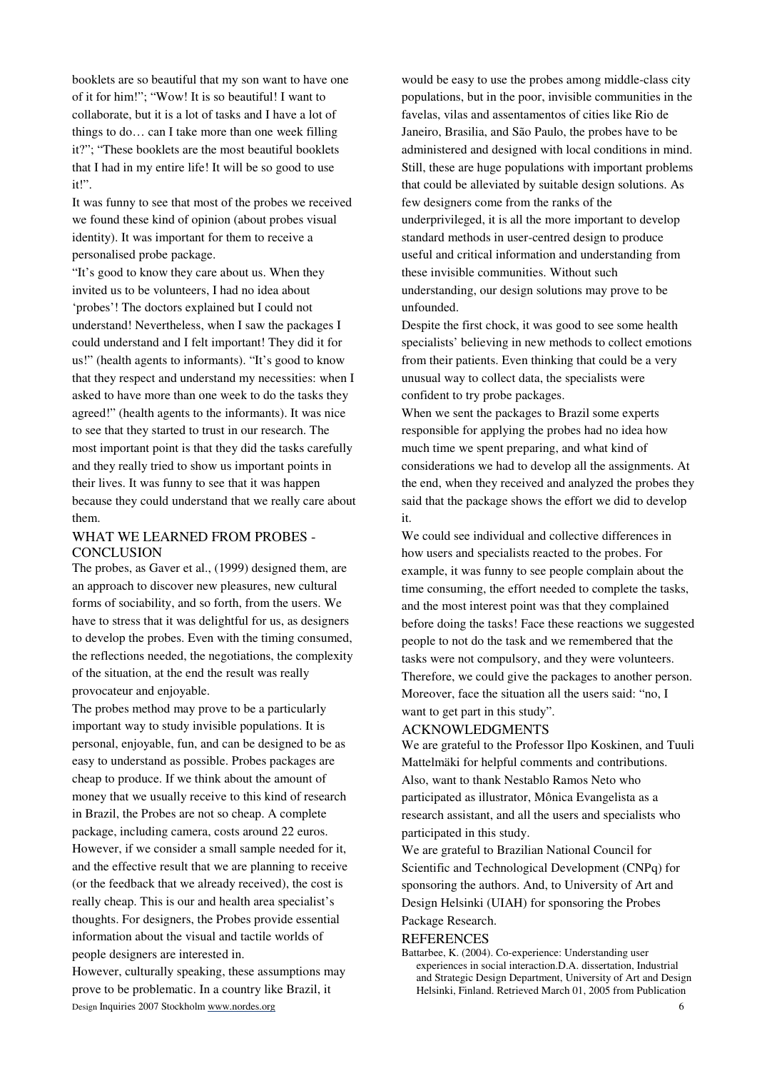booklets are so beautiful that my son want to have one of it for him!"; "Wow! It is so beautiful! I want to collaborate, but it is a lot of tasks and I have a lot of things to do… can I take more than one week filling it?"; "These booklets are the most beautiful booklets that I had in my entire life! It will be so good to use it!".

It was funny to see that most of the probes we received we found these kind of opinion (about probes visual identity). It was important for them to receive a personalised probe package.

"It's good to know they care about us. When they invited us to be volunteers, I had no idea about 'probes'! The doctors explained but I could not understand! Nevertheless, when I saw the packages I could understand and I felt important! They did it for us!" (health agents to informants). "It's good to know that they respect and understand my necessities: when I asked to have more than one week to do the tasks they agreed!" (health agents to the informants). It was nice to see that they started to trust in our research. The most important point is that they did the tasks carefully and they really tried to show us important points in their lives. It was funny to see that it was happen because they could understand that we really care about them.

## WHAT WE LEARNED FROM PROBES - CONCLUSION

The probes, as Gaver et al., (1999) designed them, are an approach to discover new pleasures, new cultural forms of sociability, and so forth, from the users. We have to stress that it was delightful for us, as designers to develop the probes. Even with the timing consumed, the reflections needed, the negotiations, the complexity of the situation, at the end the result was really provocateur and enjoyable.

The probes method may prove to be a particularly important way to study invisible populations. It is personal, enjoyable, fun, and can be designed to be as easy to understand as possible. Probes packages are cheap to produce. If we think about the amount of money that we usually receive to this kind of research in Brazil, the Probes are not so cheap. A complete package, including camera, costs around 22 euros. However, if we consider a small sample needed for it, and the effective result that we are planning to receive (or the feedback that we already received), the cost is really cheap. This is our and health area specialist's thoughts. For designers, the Probes provide essential information about the visual and tactile worlds of people designers are interested in.

However, culturally speaking, these assumptions may prove to be problematic. In a country like Brazil, it would be easy to use the probes among middle-class city populations, but in the poor, invisible communities in the favelas, vilas and assentamentos of cities like Rio de Janeiro, Brasilia, and São Paulo, the probes have to be administered and designed with local conditions in mind. Still, these are huge populations with important problems that could be alleviated by suitable design solutions. As few designers come from the ranks of the underprivileged, it is all the more important to develop standard methods in user-centred design to produce useful and critical information and understanding from these invisible communities. Without such understanding, our design solutions may prove to be unfounded.

Despite the first chock, it was good to see some health specialists' believing in new methods to collect emotions from their patients. Even thinking that could be a very unusual way to collect data, the specialists were confident to try probe packages.

When we sent the packages to Brazil some experts responsible for applying the probes had no idea how much time we spent preparing, and what kind of considerations we had to develop all the assignments. At the end, when they received and analyzed the probes they said that the package shows the effort we did to develop it.

We could see individual and collective differences in how users and specialists reacted to the probes. For example, it was funny to see people complain about the time consuming, the effort needed to complete the tasks, and the most interest point was that they complained before doing the tasks! Face these reactions we suggested people to not do the task and we remembered that the tasks were not compulsory, and they were volunteers. Therefore, we could give the packages to another person. Moreover, face the situation all the users said: "no, I want to get part in this study".

## ACKNOWLEDGMENTS

We are grateful to the Professor Ilpo Koskinen, and Tuuli Mattelmäki for helpful comments and contributions. Also, want to thank Nestablo Ramos Neto who participated as illustrator, Mônica Evangelista as a research assistant, and all the users and specialists who participated in this study.

We are grateful to Brazilian National Council for Scientific and Technological Development (CNPq) for sponsoring the authors. And, to University of Art and Design Helsinki (UIAH) for sponsoring the Probes Package Research.

## REFERENCES

Battarbee, K. (2004). Co-experience: Understanding user experiences in social interaction.D.A. dissertation, Industrial and Strategic Design Department, University of Art and Design Helsinki, Finland. Retrieved March 01, 2005 from Publication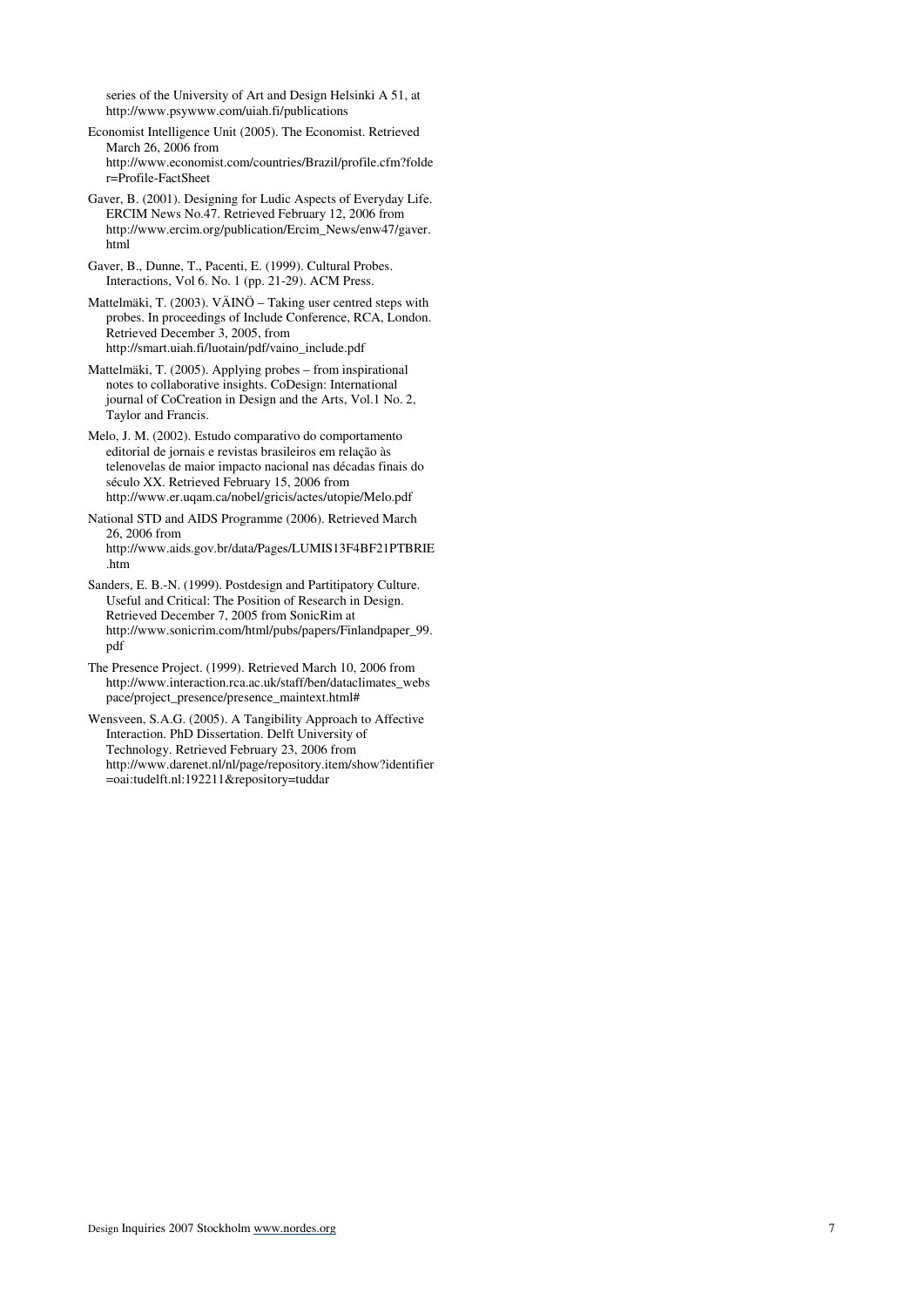series of the University of Art and Design Helsinki A 51, at http://www.psywww.com/uiah.fi/publications

Economist Intelligence Unit (2005). The Economist. Retrieved March 26, 2006 from http://www.economist.com/countries/Brazil/profile.cfm?folder=Profile-FactSheet

Gaver, B. (2001). Designing for Ludic Aspects of Everyday Life. ERCIM News No.47. Retrieved February 12, 2006 from http://www.ercim.org/publication/Ercim_News/enw47/gaver.html

Gaver, B., Dunne, T., Pacenti, E. (1999). Cultural Probes. Interactions, Vol 6. No. 1 (pp. 21-29). ACM Press.

Mattelmäki, T. (2003). VÄINÖ – Taking user centred steps with probes. In proceedings of Include Conference, RCA, London. Retrieved December 3, 2005, from http://smart.uiah.fi/luotain/pdf/vaino_include.pdf

Mattelmäki, T. (2005). Applying probes – from inspirational notes to collaborative insights. CoDesign: International journal of CoCreation in Design and the Arts, Vol.1 No. 2, Taylor and Francis.

Melo, J. M. (2002). Estudo comparativo do comportamento editorial de jornais e revistas brasileiros em relação às telenovelas de maior impacto nacional nas décadas finais do século XX. Retrieved February 15, 2006 from http://www.er.uqam.ca/nobel/gricis/actes/utopie/Melo.pdf

National STD and AIDS Programme (2006). Retrieved March 26, 2006 from http://www.aids.gov.br/data/Pages/LUMIS13F4BF21PTBRIE.htm

Sanders, E. B.-N. (1999). Postdesign and Partitipatory Culture. Useful and Critical: The Position of Research in Design. Retrieved December 7, 2005 from SonicRim at http://www.sonicrim.com/html/pubs/papers/Finlandpaper_99.pdf

The Presence Project. (1999). Retrieved March 10, 2006 from http://www.interaction.rca.ac.uk/staff/ben/dataclimates_webspace/project_presence/presence_maintext.html#

Wensveen, S.A.G. (2005). A Tangibility Approach to Affective Interaction. PhD Dissertation. Delft University of Technology. Retrieved February 23, 2006 from http://www.darenet.nl/nl/page/repository.item/show?identifier=oai:tudelft.nl:192211&repository=tuddar